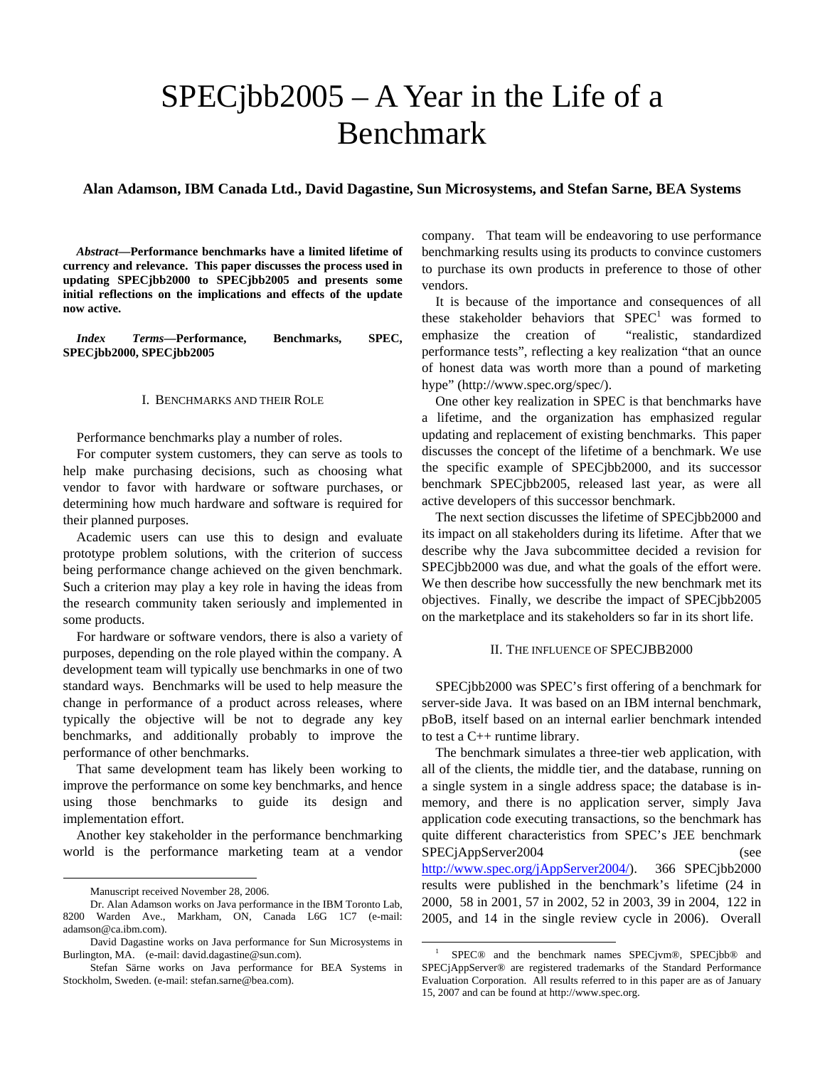# SPECjbb2005 – A Year in the Life of a Benchmark

**Alan Adamson, IBM Canada Ltd., David Dagastine, Sun Microsystems, and Stefan Sarne, BEA Systems**

***Abstract*****—Performance benchmarks have a limited lifetime of currency and relevance. This paper discusses the process used in updating SPECjbb2000 to SPECjbb2005 and presents some initial reflections on the implications and effects of the update now active.**

***Index Terms*****—Performance, Benchmarks, SPEC, SPECjbb2000, SPECjbb2005**

## I. Benchmarks and their Role

Performance benchmarks play a number of roles.

For computer system customers, they can serve as tools to help make purchasing decisions, such as choosing what vendor to favor with hardware or software purchases, or determining how much hardware and software is required for their planned purposes.

Academic users can use this to design and evaluate prototype problem solutions, with the criterion of success being performance change achieved on the given benchmark. Such a criterion may play a key role in having the ideas from the research community taken seriously and implemented in some products.

For hardware or software vendors, there is also a variety of purposes, depending on the role played within the company. A development team will typically use benchmarks in one of two standard ways. Benchmarks will be used to help measure the change in performance of a product across releases, where typically the objective will be not to degrade any key benchmarks, and additionally probably to improve the performance of other benchmarks.

That same development team has likely been working to improve the performance on some key benchmarks, and hence using those benchmarks to guide its design and implementation effort.

Another key stakeholder in the performance benchmarking world is the performance marketing team at a vendor company. That team will be endeavoring to use performance benchmarking results using its products to convince customers to purchase its own products in preference to those of other vendors.

It is because of the importance and consequences of all these stakeholder behaviors that SPEC[1] was formed to emphasize the creation of "realistic, standardized performance tests", reflecting a key realization "that an ounce of honest data was worth more than a pound of marketing hype" (http://www.spec.org/spec/).

One other key realization in SPEC is that benchmarks have a lifetime, and the organization has emphasized regular updating and replacement of existing benchmarks. This paper discusses the concept of the lifetime of a benchmark. We use the specific example of SPECjbb2000, and its successor benchmark SPECjbb2005, released last year, as were all active developers of this successor benchmark.

The next section discusses the lifetime of SPECjbb2000 and its impact on all stakeholders during its lifetime. After that we describe why the Java subcommittee decided a revision for SPECjbb2000 was due, and what the goals of the effort were. We then describe how successfully the new benchmark met its objectives. Finally, we describe the impact of SPECjbb2005 on the marketplace and its stakeholders so far in its short life.

## II. The Influence of SPECjbb2000

SPECjbb2000 was SPEC's first offering of a benchmark for server-side Java. It was based on an IBM internal benchmark, pBoB, itself based on an internal earlier benchmark intended to test a C++ runtime library.

The benchmark simulates a three-tier web application, with all of the clients, the middle tier, and the database, running on a single system in a single address space; the database is in-memory, and there is no application server, simply Java application code executing transactions, so the benchmark has quite different characteristics from SPEC's JEE benchmark SPECjAppServer2004 (see http://www.spec.org/jAppServer2004/). 366 SPECjbb2000 results were published in the benchmark's lifetime (24 in 2000, 58 in 2001, 57 in 2002, 52 in 2003, 39 in 2004, 122 in 2005, and 14 in the single review cycle in 2006). Overall

---

Manuscript received November 28, 2006.

Dr. Alan Adamson works on Java performance in the IBM Toronto Lab, 8200 Warden Ave., Markham, ON, Canada L6G 1C7 (e-mail: adamson@ca.ibm.com).

David Dagastine works on Java performance for Sun Microsystems in Burlington, MA. (e-mail: david.dagastine@sun.com).

Stefan Särne works on Java performance for BEA Systems in Stockholm, Sweden. (e-mail: stefan.sarne@bea.com).

[1] SPEC® and the benchmark names SPECjvm®, SPECjbb® and SPECjAppServer® are registered trademarks of the Standard Performance Evaluation Corporation. All results referred to in this paper are as of January 15, 2007 and can be found at http://www.spec.org.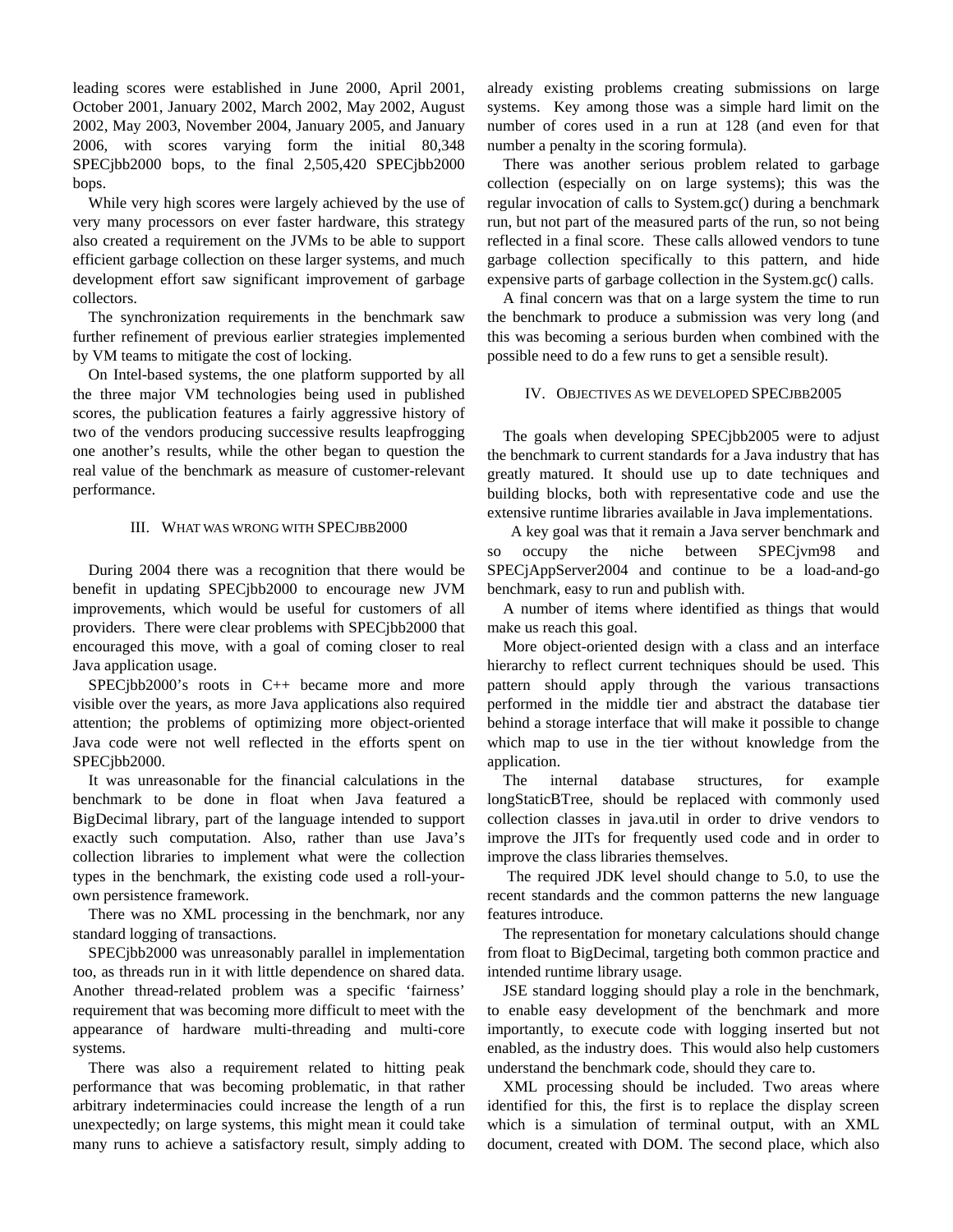leading scores were established in June 2000, April 2001, October 2001, January 2002, March 2002, May 2002, August 2002, May 2003, November 2004, January 2005, and January 2006, with scores varying form the initial 80,348 SPECjbb2000 bops, to the final 2,505,420 SPECjbb2000 bops.

While very high scores were largely achieved by the use of very many processors on ever faster hardware, this strategy also created a requirement on the JVMs to be able to support efficient garbage collection on these larger systems, and much development effort saw significant improvement of garbage collectors.

The synchronization requirements in the benchmark saw further refinement of previous earlier strategies implemented by VM teams to mitigate the cost of locking.

On Intel-based systems, the one platform supported by all the three major VM technologies being used in published scores, the publication features a fairly aggressive history of two of the vendors producing successive results leapfrogging one another's results, while the other began to question the real value of the benchmark as measure of customer-relevant performance.

## III. What was wrong with SPECjbb2000

During 2004 there was a recognition that there would be benefit in updating SPECjbb2000 to encourage new JVM improvements, which would be useful for customers of all providers. There were clear problems with SPECjbb2000 that encouraged this move, with a goal of coming closer to real Java application usage.

SPECjbb2000's roots in C++ became more and more visible over the years, as more Java applications also required attention; the problems of optimizing more object-oriented Java code were not well reflected in the efforts spent on SPECjbb2000.

It was unreasonable for the financial calculations in the benchmark to be done in float when Java featured a BigDecimal library, part of the language intended to support exactly such computation. Also, rather than use Java's collection libraries to implement what were the collection types in the benchmark, the existing code used a roll-your-own persistence framework.

There was no XML processing in the benchmark, nor any standard logging of transactions.

SPECjbb2000 was unreasonably parallel in implementation too, as threads run in it with little dependence on shared data. Another thread-related problem was a specific 'fairness' requirement that was becoming more difficult to meet with the appearance of hardware multi-threading and multi-core systems.

There was also a requirement related to hitting peak performance that was becoming problematic, in that rather arbitrary indeterminacies could increase the length of a run unexpectedly; on large systems, this might mean it could take many runs to achieve a satisfactory result, simply adding to already existing problems creating submissions on large systems. Key among those was a simple hard limit on the number of cores used in a run at 128 (and even for that number a penalty in the scoring formula).

There was another serious problem related to garbage collection (especially on on large systems); this was the regular invocation of calls to System.gc() during a benchmark run, but not part of the measured parts of the run, so not being reflected in a final score. These calls allowed vendors to tune garbage collection specifically to this pattern, and hide expensive parts of garbage collection in the System.gc() calls.

A final concern was that on a large system the time to run the benchmark to produce a submission was very long (and this was becoming a serious burden when combined with the possible need to do a few runs to get a sensible result).

## IV. Objectives as we developed SPECjbb2005

The goals when developing SPECjbb2005 were to adjust the benchmark to current standards for a Java industry that has greatly matured. It should use up to date techniques and building blocks, both with representative code and use the extensive runtime libraries available in Java implementations.

A key goal was that it remain a Java server benchmark and so occupy the niche between SPECjvm98 and SPECjAppServer2004 and continue to be a load-and-go benchmark, easy to run and publish with.

A number of items where identified as things that would make us reach this goal.

More object-oriented design with a class and an interface hierarchy to reflect current techniques should be used. This pattern should apply through the various transactions performed in the middle tier and abstract the database tier behind a storage interface that will make it possible to change which map to use in the tier without knowledge from the application.

The internal database structures, for example longStaticBTree, should be replaced with commonly used collection classes in java.util in order to drive vendors to improve the JITs for frequently used code and in order to improve the class libraries themselves.

The required JDK level should change to 5.0, to use the recent standards and the common patterns the new language features introduce.

The representation for monetary calculations should change from float to BigDecimal, targeting both common practice and intended runtime library usage.

JSE standard logging should play a role in the benchmark, to enable easy development of the benchmark and more importantly, to execute code with logging inserted but not enabled, as the industry does. This would also help customers understand the benchmark code, should they care to.

XML processing should be included. Two areas where identified for this, the first is to replace the display screen which is a simulation of terminal output, with an XML document, created with DOM. The second place, which also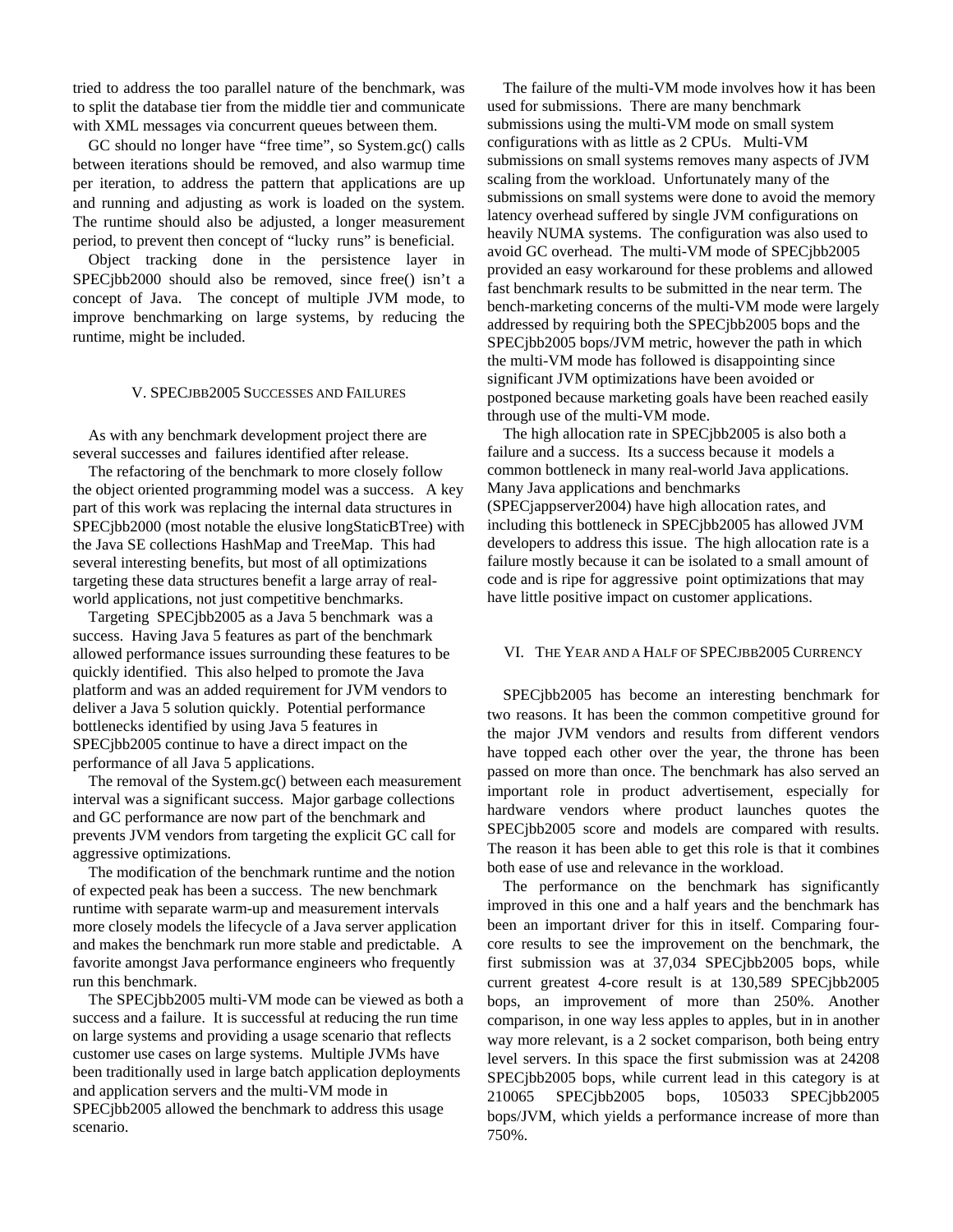tried to address the too parallel nature of the benchmark, was to split the database tier from the middle tier and communicate with XML messages via concurrent queues between them.

GC should no longer have "free time", so System.gc() calls between iterations should be removed, and also warmup time per iteration, to address the pattern that applications are up and running and adjusting as work is loaded on the system. The runtime should also be adjusted, a longer measurement period, to prevent then concept of "lucky runs" is beneficial.

Object tracking done in the persistence layer in SPECjbb2000 should also be removed, since free() isn't a concept of Java. The concept of multiple JVM mode, to improve benchmarking on large systems, by reducing the runtime, might be included.

## V. SPECjbb2005 Successes and Failures

As with any benchmark development project there are several successes and failures identified after release.

The refactoring of the benchmark to more closely follow the object oriented programming model was a success. A key part of this work was replacing the internal data structures in SPECjbb2000 (most notable the elusive longStaticBTree) with the Java SE collections HashMap and TreeMap. This had several interesting benefits, but most of all optimizations targeting these data structures benefit a large array of real-world applications, not just competitive benchmarks.

Targeting SPECjbb2005 as a Java 5 benchmark was a success. Having Java 5 features as part of the benchmark allowed performance issues surrounding these features to be quickly identified. This also helped to promote the Java platform and was an added requirement for JVM vendors to deliver a Java 5 solution quickly. Potential performance bottlenecks identified by using Java 5 features in SPECjbb2005 continue to have a direct impact on the performance of all Java 5 applications.

The removal of the System.gc() between each measurement interval was a significant success. Major garbage collections and GC performance are now part of the benchmark and prevents JVM vendors from targeting the explicit GC call for aggressive optimizations.

The modification of the benchmark runtime and the notion of expected peak has been a success. The new benchmark runtime with separate warm-up and measurement intervals more closely models the lifecycle of a Java server application and makes the benchmark run more stable and predictable. A favorite amongst Java performance engineers who frequently run this benchmark.

The SPECjbb2005 multi-VM mode can be viewed as both a success and a failure. It is successful at reducing the run time on large systems and providing a usage scenario that reflects customer use cases on large systems. Multiple JVMs have been traditionally used in large batch application deployments and application servers and the multi-VM mode in SPECjbb2005 allowed the benchmark to address this usage scenario.

The failure of the multi-VM mode involves how it has been used for submissions. There are many benchmark submissions using the multi-VM mode on small system configurations with as little as 2 CPUs. Multi-VM submissions on small systems removes many aspects of JVM scaling from the workload. Unfortunately many of the submissions on small systems were done to avoid the memory latency overhead suffered by single JVM configurations on heavily NUMA systems. The configuration was also used to avoid GC overhead. The multi-VM mode of SPECjbb2005 provided an easy workaround for these problems and allowed fast benchmark results to be submitted in the near term. The bench-marketing concerns of the multi-VM mode were largely addressed by requiring both the SPECjbb2005 bops and the SPECjbb2005 bops/JVM metric, however the path in which the multi-VM mode has followed is disappointing since significant JVM optimizations have been avoided or postponed because marketing goals have been reached easily through use of the multi-VM mode.

The high allocation rate in SPECjbb2005 is also both a failure and a success. Its a success because it models a common bottleneck in many real-world Java applications. Many Java applications and benchmarks (SPECjappserver2004) have high allocation rates, and including this bottleneck in SPECjbb2005 has allowed JVM developers to address this issue. The high allocation rate is a failure mostly because it can be isolated to a small amount of code and is ripe for aggressive point optimizations that may have little positive impact on customer applications.

## VI. The Year and a Half of SPECjbb2005 Currency

SPECjbb2005 has become an interesting benchmark for two reasons. It has been the common competitive ground for the major JVM vendors and results from different vendors have topped each other over the year, the throne has been passed on more than once. The benchmark has also served an important role in product advertisement, especially for hardware vendors where product launches quote the SPECjbb2005 score and models are compared with results. The reason it has been able to get this role is that it combines both ease of use and relevance in the workload.

The performance on the benchmark has significantly improved in this one and a half years and the benchmark has been an important driver for this in itself. Comparing four-core results to see the improvement on the benchmark, the first submission was at 37,034 SPECjbb2005 bops, while current greatest 4-core result is at 130,589 SPECjbb2005 bops, an improvement of more than 250%. Another comparison, in one way less apples to apples, but in in another way more relevant, is a 2 socket comparison, both being entry level servers. In this space the first submission was at 24208 SPECjbb2005 bops, while current lead in this category is at 210065 SPECjbb2005 bops, 105033 SPECjbb2005 bops/JVM, which yields a performance increase of more than 750%.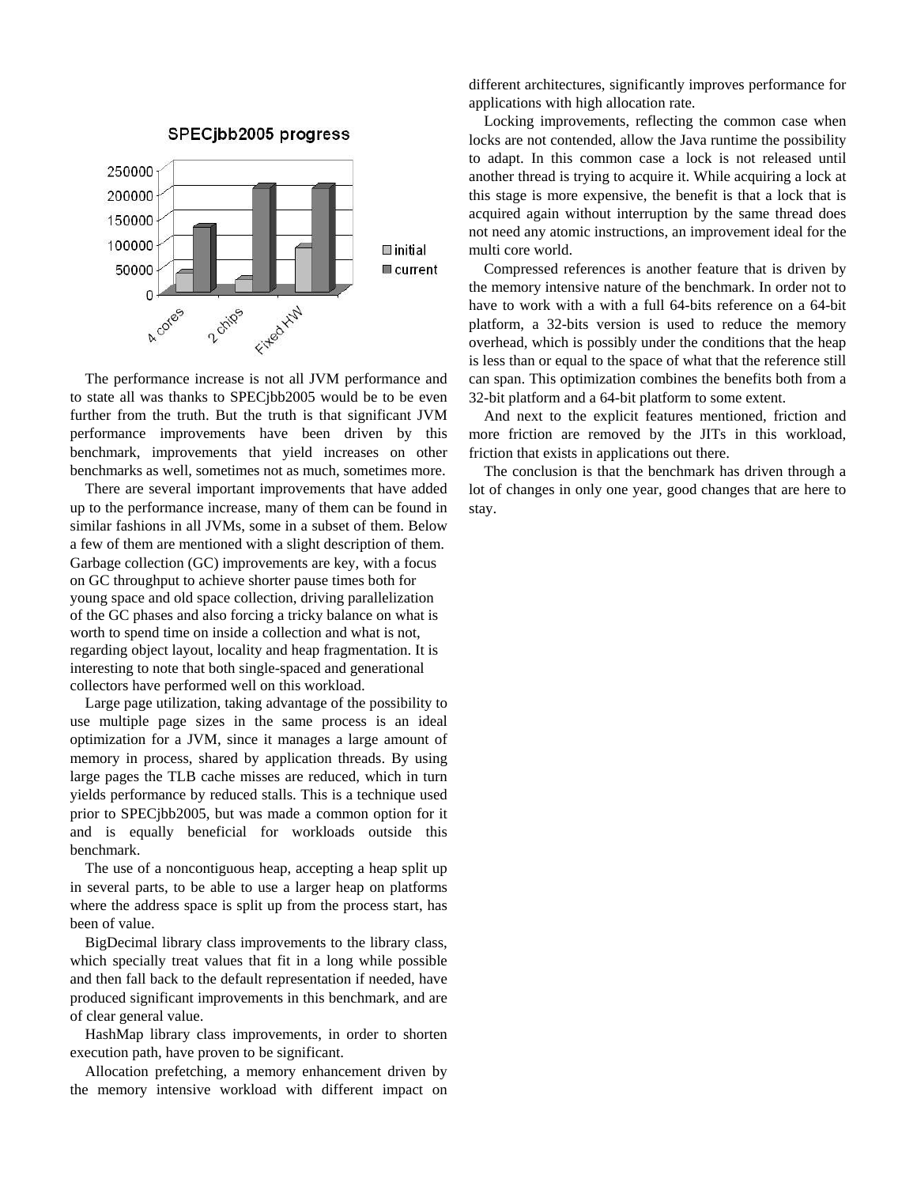SPECjbb2005 progress

250000
200000
150000
100000
50000
0

initial
current

4 cores
2 chips
Fixed HW

The performance increase is not all JVM performance and to state all was thanks to SPECjbb2005 would be to be even further from the truth. But the truth is that significant JVM performance improvements have been driven by this benchmark, improvements that yield increases on other benchmarks as well, sometimes not as much, sometimes more.

There are several important improvements that have added up to the performance increase, many of them can be found in similar fashions in all JVMs, some in a subset of them. Below a few of them are mentioned with a slight description of them. Garbage collection (GC) improvements are key, with a focus on GC throughput to achieve shorter pause times both for young space and old space collection, driving parallelization of the GC phases and also forcing a tricky balance on what is worth to spend time on inside a collection and what is not, regarding object layout, locality and heap fragmentation. It is interesting to note that both single-spaced and generational collectors have performed well on this workload.

Large page utilization, taking advantage of the possibility to use multiple page sizes in the same process is an ideal optimization for a JVM, since it manages a large amount of memory in process, shared by application threads. By using large pages the TLB cache misses are reduced, which in turn yields performance by reduced stalls. This is a technique used prior to SPECjbb2005, but was made a common option for it and is equally beneficial for workloads outside this benchmark.

The use of a noncontiguous heap, accepting a heap split up in several parts, to be able to use a larger heap on platforms where the address space is split up from the process start, has been of value.

BigDecimal library class improvements to the library class, which specially treat values that fit in a long while possible and then fall back to the default representation if needed, have produced significant improvements in this benchmark, and are of clear general value.

HashMap library class improvements, in order to shorten execution path, have proven to be significant.

Allocation prefetching, a memory enhancement driven by the memory intensive workload with different impact on different architectures, significantly improves performance for applications with high allocation rate.

Locking improvements, reflecting the common case when locks are not contended, allow the Java runtime the possibility to adapt. In this common case a lock is not released until another thread is trying to acquire it. While acquiring a lock at this stage is more expensive, the benefit is that a lock that is acquired again without interruption by the same thread does not need any atomic instructions, an improvement ideal for the multi core world.

Compressed references is another feature that is driven by the memory intensive nature of the benchmark. In order not to have to work with a with a full 64-bits reference on a 64-bit platform, a 32-bits version is used to reduce the memory overhead, which is possibly under the conditions that the heap is less than or equal to the space of what that the reference still can span. This optimization combines the benefits both from a 32-bit platform and a 64-bit platform to some extent.

And next to the explicit features mentioned, friction and more friction are removed by the JITs in this workload, friction that exists in applications out there.

The conclusion is that the benchmark has driven through a lot of changes in only one year, good changes that are here to stay.